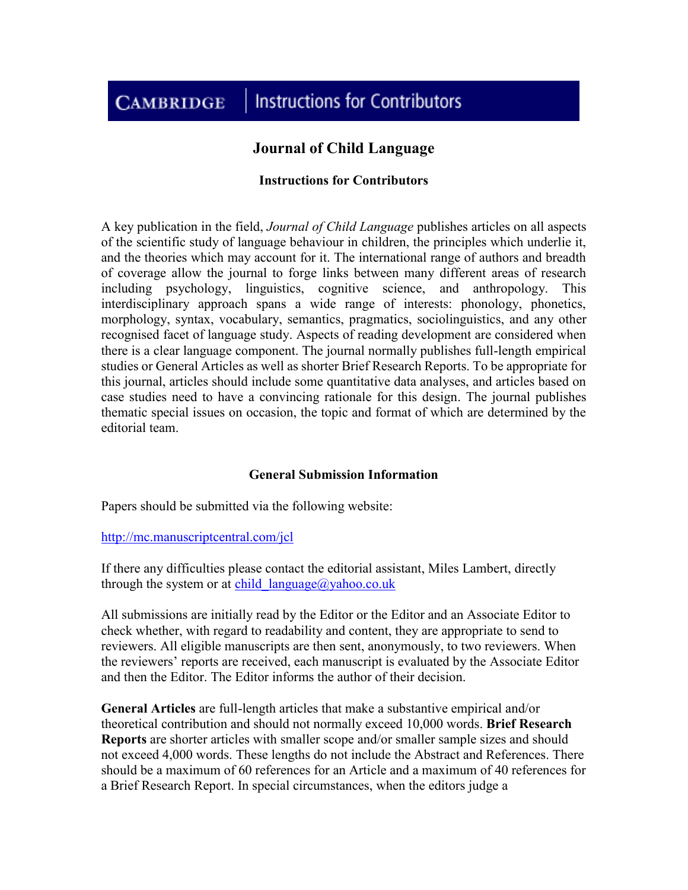CAMBRIDGE | Instructions for Contributors

# Journal of Child Language

## Instructions for Contributors

A key publication in the field, *Journal of Child Language* publishes articles on all aspects of the scientific study of language behaviour in children, the principles which underlie it, and the theories which may account for it. The international range of authors and breadth of coverage allow the journal to forge links between many different areas of research including psychology, linguistics, cognitive science, and anthropology. This interdisciplinary approach spans a wide range of interests: phonology, phonetics, morphology, syntax, vocabulary, semantics, pragmatics, sociolinguistics, and any other recognised facet of language study. Aspects of reading development are considered when there is a clear language component. The journal normally publishes full-length empirical studies or General Articles as well as shorter Brief Research Reports. To be appropriate for this journal, articles should include some quantitative data analyses, and articles based on case studies need to have a convincing rationale for this design. The journal publishes thematic special issues on occasion, the topic and format of which are determined by the editorial team.

## General Submission Information

Papers should be submitted via the following website:

http://mc.manuscriptcentral.com/jcl

If there any difficulties please contact the editorial assistant, Miles Lambert, directly through the system or at child_language@yahoo.co.uk

All submissions are initially read by the Editor or the Editor and an Associate Editor to check whether, with regard to readability and content, they are appropriate to send to reviewers. All eligible manuscripts are then sent, anonymously, to two reviewers. When the reviewers' reports are received, each manuscript is evaluated by the Associate Editor and then the Editor. The Editor informs the author of their decision.

**General Articles** are full-length articles that make a substantive empirical and/or theoretical contribution and should not normally exceed 10,000 words. **Brief Research Reports** are shorter articles with smaller scope and/or smaller sample sizes and should not exceed 4,000 words. These lengths do not include the Abstract and References. There should be a maximum of 60 references for an Article and a maximum of 40 references for a Brief Research Report. In special circumstances, when the editors judge a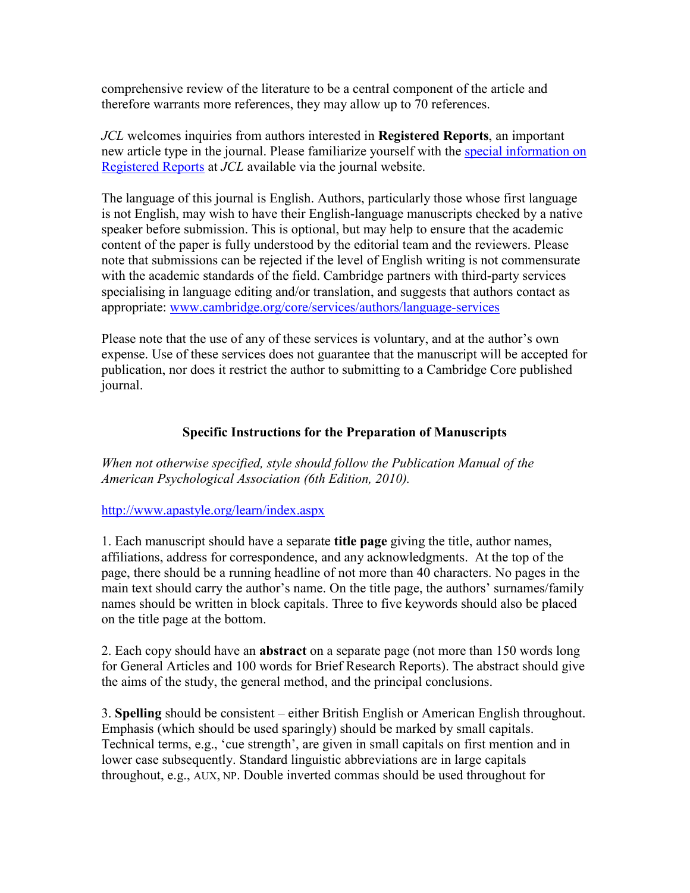comprehensive review of the literature to be a central component of the article and therefore warrants more references, they may allow up to 70 references.

*JCL* welcomes inquiries from authors interested in **Registered Reports**, an important new article type in the journal. Please familiarize yourself with the [special information on Registered Reports]() at *JCL* available via the journal website.

The language of this journal is English. Authors, particularly those whose first language is not English, may wish to have their English-language manuscripts checked by a native speaker before submission. This is optional, but may help to ensure that the academic content of the paper is fully understood by the editorial team and the reviewers. Please note that submissions can be rejected if the level of English writing is not commensurate with the academic standards of the field. Cambridge partners with third-party services specialising in language editing and/or translation, and suggests that authors contact as appropriate: [www.cambridge.org/core/services/authors/language-services](www.cambridge.org/core/services/authors/language-services)

Please note that the use of any of these services is voluntary, and at the author's own expense. Use of these services does not guarantee that the manuscript will be accepted for publication, nor does it restrict the author to submitting to a Cambridge Core published journal.

## Specific Instructions for the Preparation of Manuscripts

*When not otherwise specified, style should follow the Publication Manual of the American Psychological Association (6th Edition, 2010).*

[http://www.apastyle.org/learn/index.aspx](http://www.apastyle.org/learn/index.aspx)

1. Each manuscript should have a separate **title page** giving the title, author names, affiliations, address for correspondence, and any acknowledgments. At the top of the page, there should be a running headline of not more than 40 characters. No pages in the main text should carry the author's name. On the title page, the authors' surnames/family names should be written in block capitals. Three to five keywords should also be placed on the title page at the bottom.

2. Each copy should have an **abstract** on a separate page (not more than 150 words long for General Articles and 100 words for Brief Research Reports). The abstract should give the aims of the study, the general method, and the principal conclusions.

3. **Spelling** should be consistent – either British English or American English throughout. Emphasis (which should be used sparingly) should be marked by small capitals. Technical terms, e.g., 'cue strength', are given in small capitals on first mention and in lower case subsequently. Standard linguistic abbreviations are in large capitals throughout, e.g., AUX, NP. Double inverted commas should be used throughout for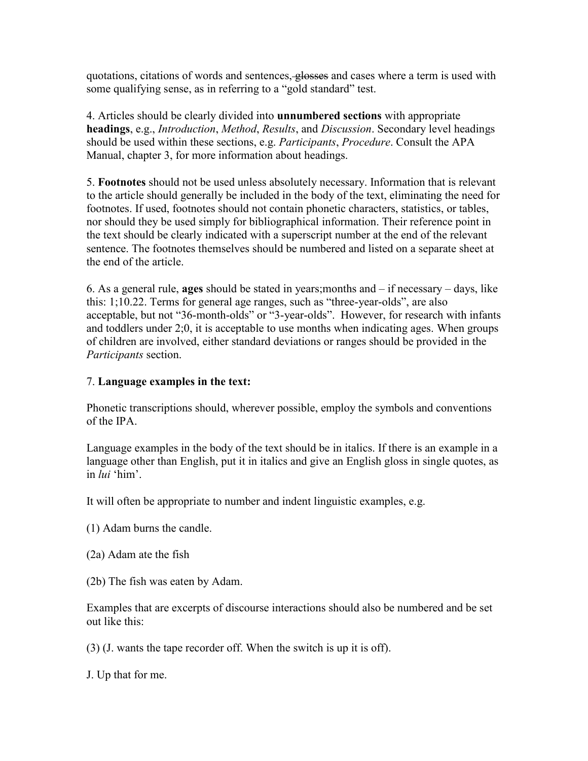quotations, citations of words and sentences, ~~glosses~~ and cases where a term is used with some qualifying sense, as in referring to a "gold standard" test.

4. Articles should be clearly divided into **unnumbered sections** with appropriate **headings**, e.g., *Introduction*, *Method*, *Results*, and *Discussion*. Secondary level headings should be used within these sections, e.g. *Participants*, *Procedure*. Consult the APA Manual, chapter 3, for more information about headings.

5. **Footnotes** should not be used unless absolutely necessary. Information that is relevant to the article should generally be included in the body of the text, eliminating the need for footnotes. If used, footnotes should not contain phonetic characters, statistics, or tables, nor should they be used simply for bibliographical information. Their reference point in the text should be clearly indicated with a superscript number at the end of the relevant sentence. The footnotes themselves should be numbered and listed on a separate sheet at the end of the article.

6. As a general rule, **ages** should be stated in years;months and – if necessary – days, like this: 1;10.22. Terms for general age ranges, such as "three-year-olds", are also acceptable, but not "36-month-olds" or "3-year-olds". However, for research with infants and toddlers under 2;0, it is acceptable to use months when indicating ages. When groups of children are involved, either standard deviations or ranges should be provided in the *Participants* section.

7. **Language examples in the text:**

Phonetic transcriptions should, wherever possible, employ the symbols and conventions of the IPA.

Language examples in the body of the text should be in italics. If there is an example in a language other than English, put it in italics and give an English gloss in single quotes, as in *lui* 'him'.

It will often be appropriate to number and indent linguistic examples, e.g.

(1) Adam burns the candle.

(2a) Adam ate the fish

(2b) The fish was eaten by Adam.

Examples that are excerpts of discourse interactions should also be numbered and be set out like this:

(3) (J. wants the tape recorder off. When the switch is up it is off).

J. Up that for me.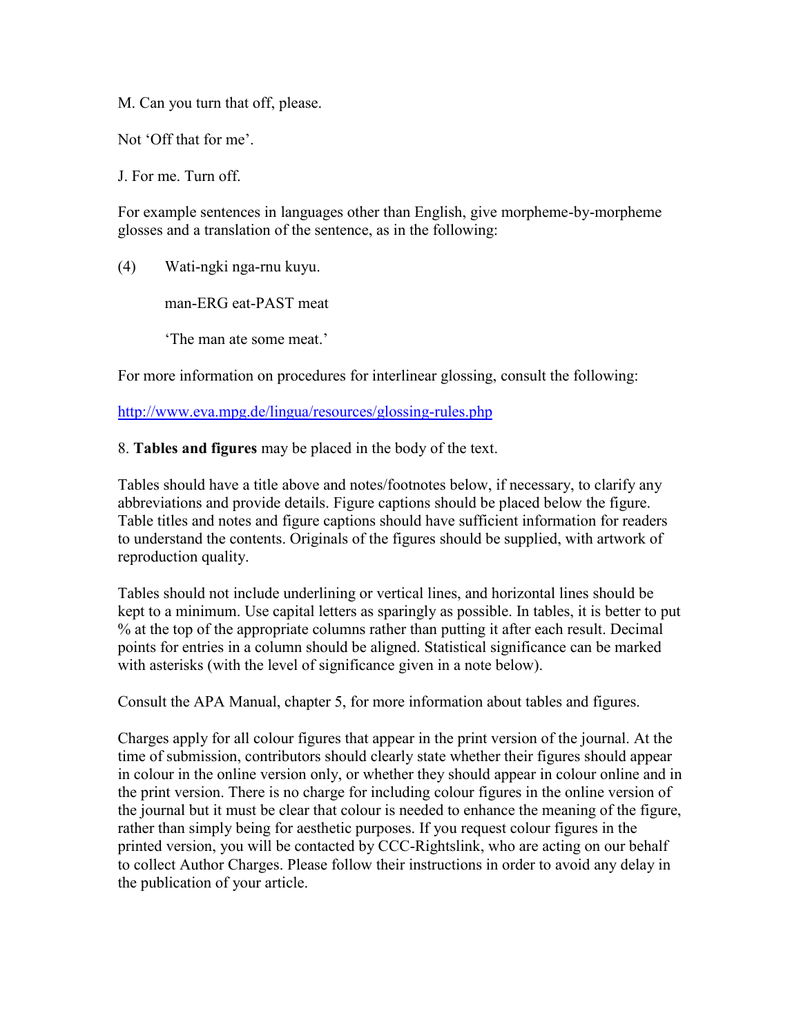M. Can you turn that off, please.

Not 'Off that for me'.

J. For me. Turn off.

For example sentences in languages other than English, give morpheme-by-morpheme glosses and a translation of the sentence, as in the following:

(4) Wati-ngki nga-rnu kuyu.

man-ERG eat-PAST meat

'The man ate some meat.'

For more information on procedures for interlinear glossing, consult the following:

[http://www.eva.mpg.de/lingua/resources/glossing-rules.php](http://www.eva.mpg.de/lingua/resources/glossing-rules.php)

8. **Tables and figures** may be placed in the body of the text.

Tables should have a title above and notes/footnotes below, if necessary, to clarify any abbreviations and provide details. Figure captions should be placed below the figure. Table titles and notes and figure captions should have sufficient information for readers to understand the contents. Originals of the figures should be supplied, with artwork of reproduction quality.

Tables should not include underlining or vertical lines, and horizontal lines should be kept to a minimum. Use capital letters as sparingly as possible. In tables, it is better to put % at the top of the appropriate columns rather than putting it after each result. Decimal points for entries in a column should be aligned. Statistical significance can be marked with asterisks (with the level of significance given in a note below).

Consult the APA Manual, chapter 5, for more information about tables and figures.

Charges apply for all colour figures that appear in the print version of the journal. At the time of submission, contributors should clearly state whether their figures should appear in colour in the online version only, or whether they should appear in colour online and in the print version. There is no charge for including colour figures in the online version of the journal but it must be clear that colour is needed to enhance the meaning of the figure, rather than simply being for aesthetic purposes. If you request colour figures in the printed version, you will be contacted by CCC-Rightslink, who are acting on our behalf to collect Author Charges. Please follow their instructions in order to avoid any delay in the publication of your article.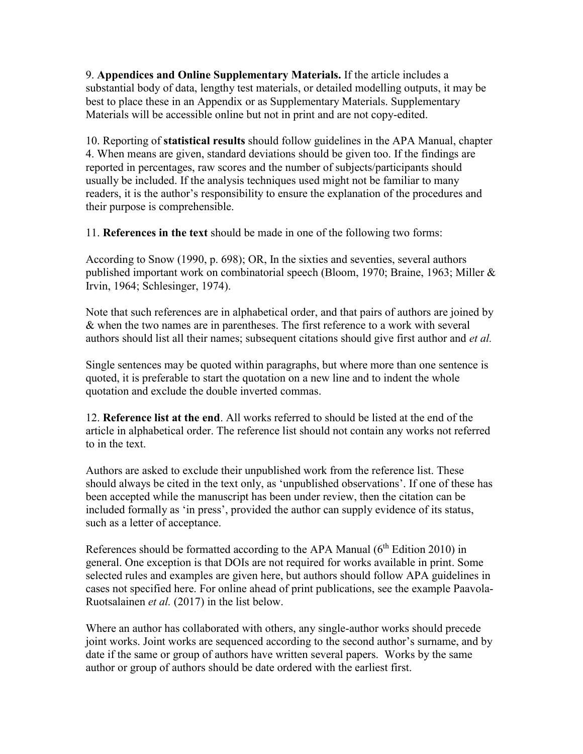9. **Appendices and Online Supplementary Materials.** If the article includes a substantial body of data, lengthy test materials, or detailed modelling outputs, it may be best to place these in an Appendix or as Supplementary Materials. Supplementary Materials will be accessible online but not in print and are not copy-edited.

10. Reporting of **statistical results** should follow guidelines in the APA Manual, chapter 4. When means are given, standard deviations should be given too. If the findings are reported in percentages, raw scores and the number of subjects/participants should usually be included. If the analysis techniques used might not be familiar to many readers, it is the author's responsibility to ensure the explanation of the procedures and their purpose is comprehensible.

11. **References in the text** should be made in one of the following two forms:

According to Snow (1990, p. 698); OR, In the sixties and seventies, several authors published important work on combinatorial speech (Bloom, 1970; Braine, 1963; Miller & Irvin, 1964; Schlesinger, 1974).

Note that such references are in alphabetical order, and that pairs of authors are joined by & when the two names are in parentheses. The first reference to a work with several authors should list all their names; subsequent citations should give first author and *et al.*

Single sentences may be quoted within paragraphs, but where more than one sentence is quoted, it is preferable to start the quotation on a new line and to indent the whole quotation and exclude the double inverted commas.

12. **Reference list at the end**. All works referred to should be listed at the end of the article in alphabetical order. The reference list should not contain any works not referred to in the text.

Authors are asked to exclude their unpublished work from the reference list. These should always be cited in the text only, as 'unpublished observations'. If one of these has been accepted while the manuscript has been under review, then the citation can be included formally as 'in press', provided the author can supply evidence of its status, such as a letter of acceptance.

References should be formatted according to the APA Manual (6th Edition 2010) in general. One exception is that DOIs are not required for works available in print. Some selected rules and examples are given here, but authors should follow APA guidelines in cases not specified here. For online ahead of print publications, see the example Paavola-Ruotsalainen *et al.* (2017) in the list below.

Where an author has collaborated with others, any single-author works should precede joint works. Joint works are sequenced according to the second author's surname, and by date if the same or group of authors have written several papers. Works by the same author or group of authors should be date ordered with the earliest first.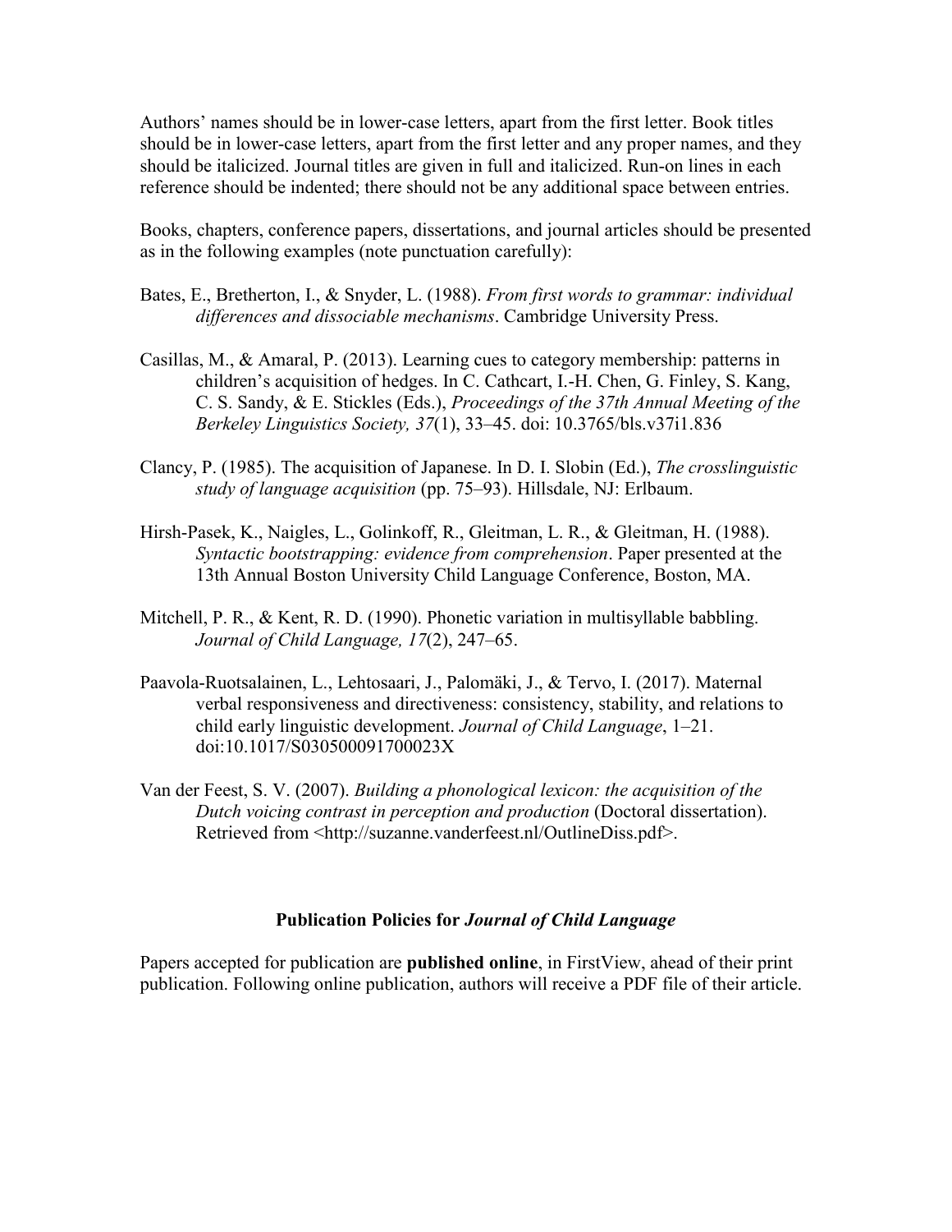Authors' names should be in lower-case letters, apart from the first letter. Book titles should be in lower-case letters, apart from the first letter and any proper names, and they should be italicized. Journal titles are given in full and italicized. Run-on lines in each reference should be indented; there should not be any additional space between entries.

Books, chapters, conference papers, dissertations, and journal articles should be presented as in the following examples (note punctuation carefully):

Bates, E., Bretherton, I., & Snyder, L. (1988). *From first words to grammar: individual differences and dissociable mechanisms*. Cambridge University Press.

Casillas, M., & Amaral, P. (2013). Learning cues to category membership: patterns in children's acquisition of hedges. In C. Cathcart, I.-H. Chen, G. Finley, S. Kang, C. S. Sandy, & E. Stickles (Eds.), *Proceedings of the 37th Annual Meeting of the Berkeley Linguistics Society, 37*(1), 33–45. doi: 10.3765/bls.v37i1.836

Clancy, P. (1985). The acquisition of Japanese. In D. I. Slobin (Ed.), *The crosslinguistic study of language acquisition* (pp. 75–93). Hillsdale, NJ: Erlbaum.

Hirsh-Pasek, K., Naigles, L., Golinkoff, R., Gleitman, L. R., & Gleitman, H. (1988). *Syntactic bootstrapping: evidence from comprehension*. Paper presented at the 13th Annual Boston University Child Language Conference, Boston, MA.

Mitchell, P. R., & Kent, R. D. (1990). Phonetic variation in multisyllable babbling. *Journal of Child Language, 17*(2), 247–65.

Paavola-Ruotsalainen, L., Lehtosaari, J., Palomäki, J., & Tervo, I. (2017). Maternal verbal responsiveness and directiveness: consistency, stability, and relations to child early linguistic development. *Journal of Child Language*, 1–21. doi:10.1017/S030500091700023X

Van der Feest, S. V. (2007). *Building a phonological lexicon: the acquisition of the Dutch voicing contrast in perception and production* (Doctoral dissertation). Retrieved from <http://suzanne.vanderfeest.nl/OutlineDiss.pdf>.

## Publication Policies for *Journal of Child Language*

Papers accepted for publication are **published online**, in FirstView, ahead of their print publication. Following online publication, authors will receive a PDF file of their article.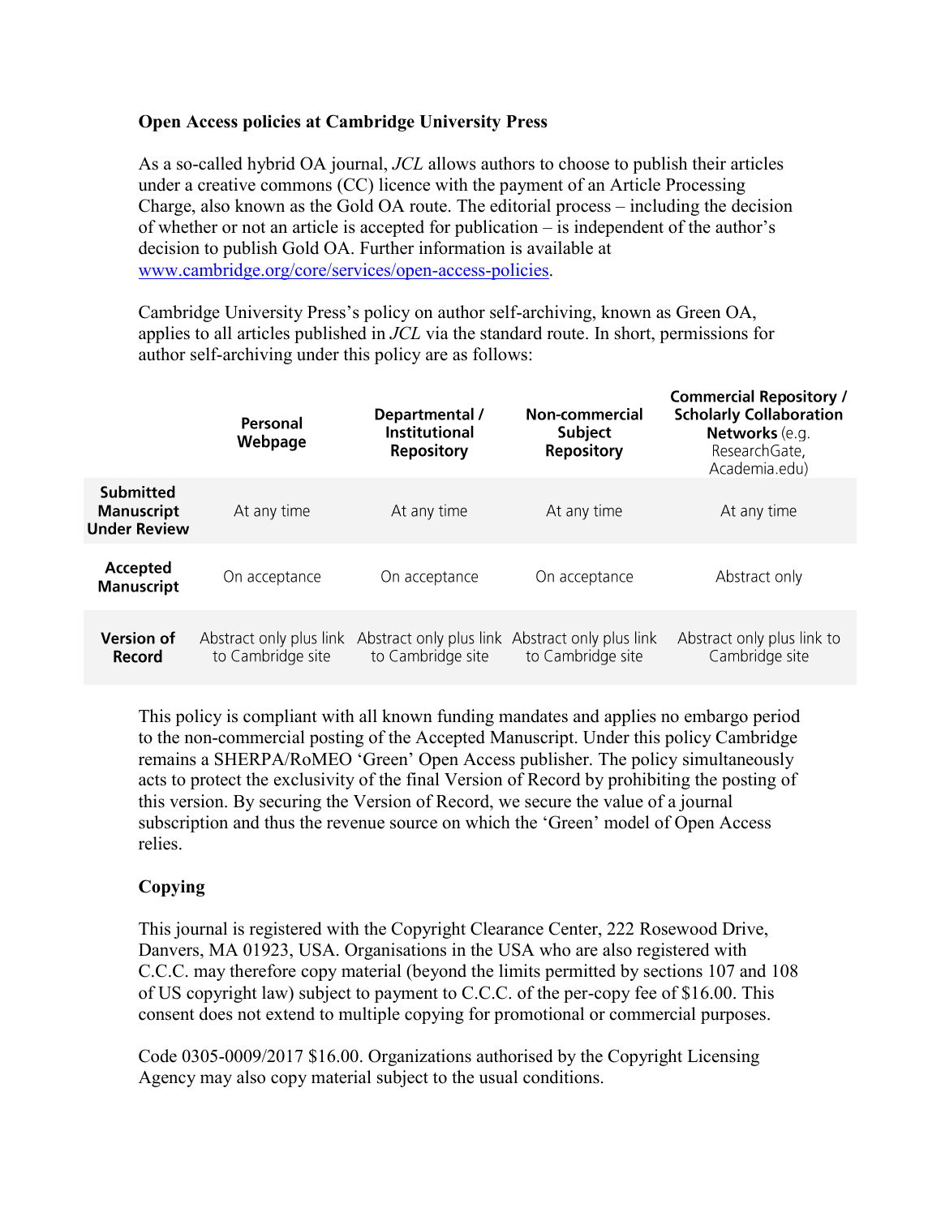**Open Access policies at Cambridge University Press**

As a so-called hybrid OA journal, *JCL* allows authors to choose to publish their articles under a creative commons (CC) licence with the payment of an Article Processing Charge, also known as the Gold OA route. The editorial process – including the decision of whether or not an article is accepted for publication – is independent of the author's decision to publish Gold OA. Further information is available at www.cambridge.org/core/services/open-access-policies.

Cambridge University Press's policy on author self-archiving, known as Green OA, applies to all articles published in *JCL* via the standard route. In short, permissions for author self-archiving under this policy are as follows:

| | **Personal Webpage** | **Departmental / Institutional Repository** | **Non-commercial Subject Repository** | **Commercial Repository / Scholarly Collaboration Networks** (e.g. ResearchGate, Academia.edu) |
|---|---|---|---|---|
| **Submitted Manuscript Under Review** | At any time | At any time | At any time | At any time |
| **Accepted Manuscript** | On acceptance | On acceptance | On acceptance | Abstract only |
| **Version of Record** | Abstract only plus link to Cambridge site | Abstract only plus link to Cambridge site | Abstract only plus link to Cambridge site | Abstract only plus link to Cambridge site |

This policy is compliant with all known funding mandates and applies no embargo period to the non-commercial posting of the Accepted Manuscript. Under this policy Cambridge remains a SHERPA/RoMEO 'Green' Open Access publisher. The policy simultaneously acts to protect the exclusivity of the final Version of Record by prohibiting the posting of this version. By securing the Version of Record, we secure the value of a journal subscription and thus the revenue source on which the 'Green' model of Open Access relies.

**Copying**

This journal is registered with the Copyright Clearance Center, 222 Rosewood Drive, Danvers, MA 01923, USA. Organisations in the USA who are also registered with C.C.C. may therefore copy material (beyond the limits permitted by sections 107 and 108 of US copyright law) subject to payment to C.C.C. of the per-copy fee of $16.00. This consent does not extend to multiple copying for promotional or commercial purposes.

Code 0305-0009/2017 $16.00. Organizations authorised by the Copyright Licensing Agency may also copy material subject to the usual conditions.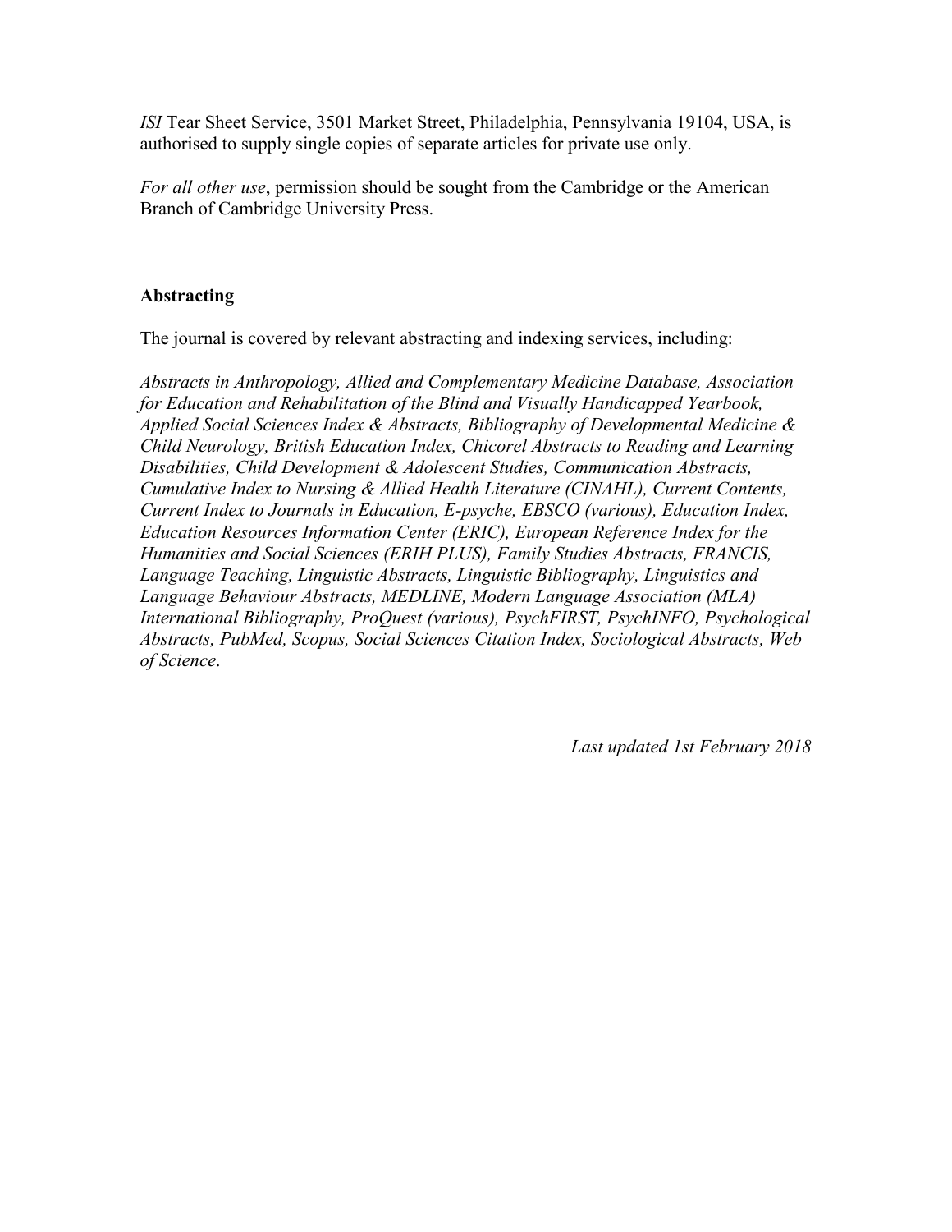*ISI* Tear Sheet Service, 3501 Market Street, Philadelphia, Pennsylvania 19104, USA, is authorised to supply single copies of separate articles for private use only.

*For all other use*, permission should be sought from the Cambridge or the American Branch of Cambridge University Press.

**Abstracting**

The journal is covered by relevant abstracting and indexing services, including:

*Abstracts in Anthropology, Allied and Complementary Medicine Database, Association for Education and Rehabilitation of the Blind and Visually Handicapped Yearbook, Applied Social Sciences Index & Abstracts, Bibliography of Developmental Medicine & Child Neurology, British Education Index, Chicorel Abstracts to Reading and Learning Disabilities, Child Development & Adolescent Studies, Communication Abstracts, Cumulative Index to Nursing & Allied Health Literature (CINAHL), Current Contents, Current Index to Journals in Education, E-psyche, EBSCO (various), Education Index, Education Resources Information Center (ERIC), European Reference Index for the Humanities and Social Sciences (ERIH PLUS), Family Studies Abstracts, FRANCIS, Language Teaching, Linguistic Abstracts, Linguistic Bibliography, Linguistics and Language Behaviour Abstracts, MEDLINE, Modern Language Association (MLA) International Bibliography, ProQuest (various), PsychFIRST, PsychINFO, Psychological Abstracts, PubMed, Scopus, Social Sciences Citation Index, Sociological Abstracts, Web of Science*.

*Last updated 1st February 2018*